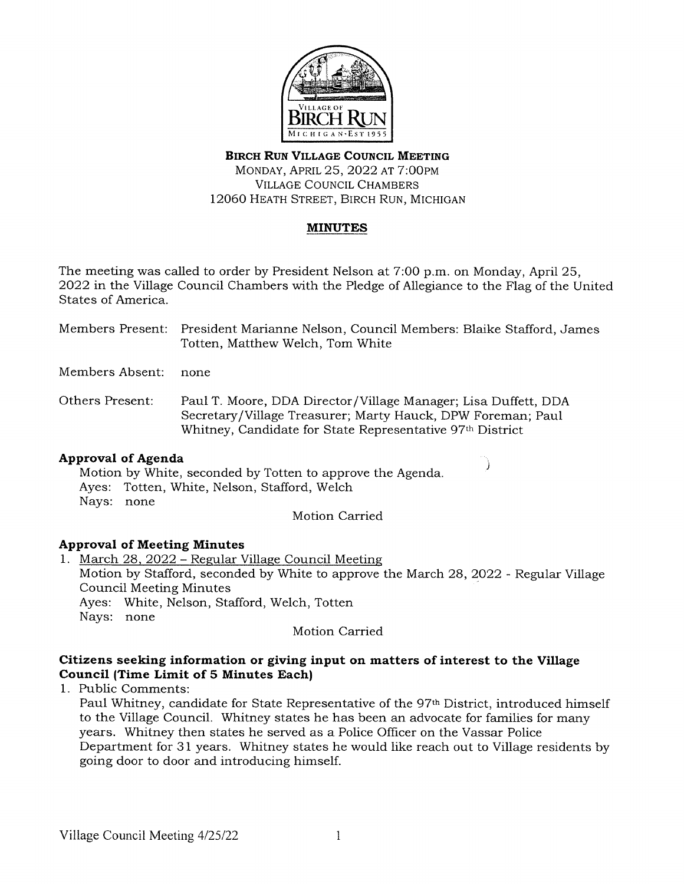**BIRCH RUN VILLAGE COUNCIL MEETING**
MONDAY, APRIL 25, 2022 AT 7:00PM
VILLAGE COUNCIL CHAMBERS
12060 HEATH STREET, BIRCH RUN, MICHIGAN

## MINUTES

The meeting was called to order by President Nelson at 7:00 p.m. on Monday, April 25, 2022 in the Village Council Chambers with the Pledge of Allegiance to the Flag of the United States of America.

Members Present: President Marianne Nelson, Council Members: Blaike Stafford, James Totten, Matthew Welch, Tom White

Members Absent: none

Others Present: Paul T. Moore, DDA Director/Village Manager; Lisa Duffett, DDA Secretary/Village Treasurer; Marty Hauck, DPW Foreman; Paul Whitney, Candidate for State Representative 97th District

### Approval of Agenda

Motion by White, seconded by Totten to approve the Agenda.
Ayes: Totten, White, Nelson, Stafford, Welch
Nays: none

Motion Carried

### Approval of Meeting Minutes

1. March 28, 2022 – Regular Village Council Meeting
   Motion by Stafford, seconded by White to approve the March 28, 2022 - Regular Village Council Meeting Minutes
   Ayes: White, Nelson, Stafford, Welch, Totten
   Nays: none

   Motion Carried

### Citizens seeking information or giving input on matters of interest to the Village Council (Time Limit of 5 Minutes Each)

1. Public Comments:
   Paul Whitney, candidate for State Representative of the 97th District, introduced himself to the Village Council. Whitney states he has been an advocate for families for many years. Whitney then states he served as a Police Officer on the Vassar Police Department for 31 years. Whitney states he would like reach out to Village residents by going door to door and introducing himself.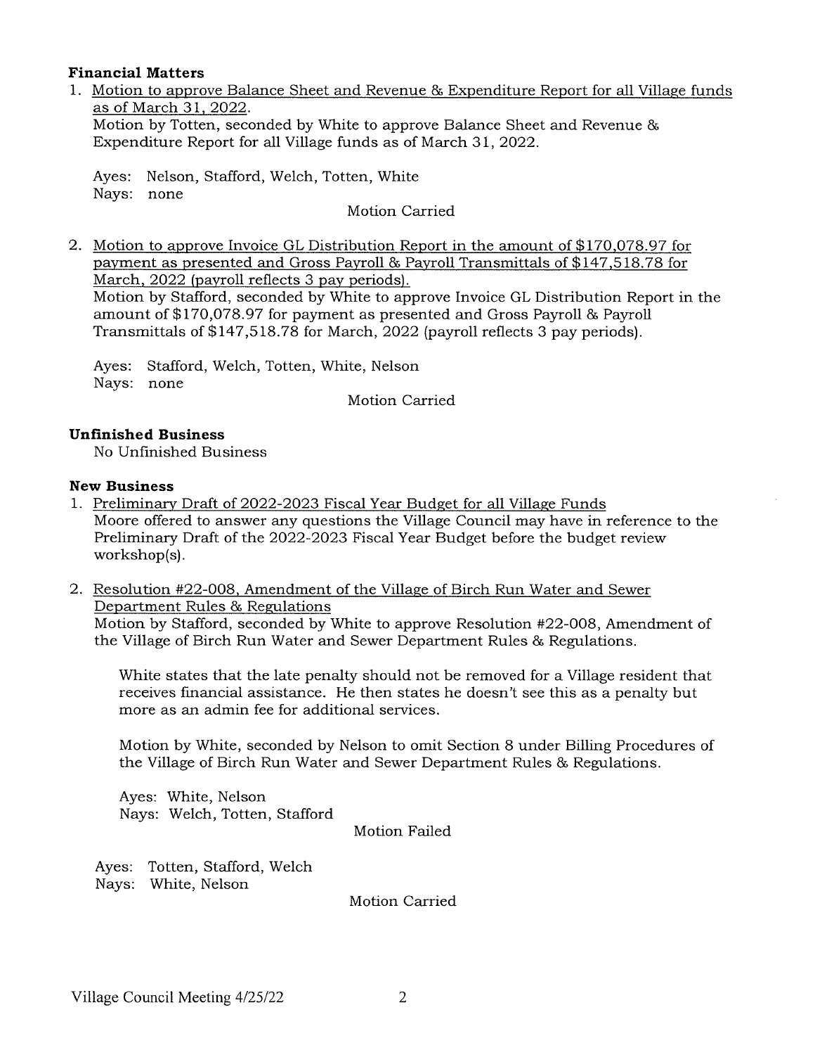**Financial Matters**

1. Motion to approve Balance Sheet and Revenue & Expenditure Report for all Village funds as of March 31, 2022.
   Motion by Totten, seconded by White to approve Balance Sheet and Revenue & Expenditure Report for all Village funds as of March 31, 2022.

   Ayes: Nelson, Stafford, Welch, Totten, White
   Nays: none

   Motion Carried

2. Motion to approve Invoice GL Distribution Report in the amount of $170,078.97 for payment as presented and Gross Payroll & Payroll Transmittals of $147,518.78 for March, 2022 (payroll reflects 3 pay periods).
   Motion by Stafford, seconded by White to approve Invoice GL Distribution Report in the amount of $170,078.97 for payment as presented and Gross Payroll & Payroll Transmittals of $147,518.78 for March, 2022 (payroll reflects 3 pay periods).

   Ayes: Stafford, Welch, Totten, White, Nelson
   Nays: none

   Motion Carried

**Unfinished Business**

No Unfinished Business

**New Business**

1. Preliminary Draft of 2022-2023 Fiscal Year Budget for all Village Funds
   Moore offered to answer any questions the Village Council may have in reference to the Preliminary Draft of the 2022-2023 Fiscal Year Budget before the budget review workshop(s).

2. Resolution #22-008, Amendment of the Village of Birch Run Water and Sewer Department Rules & Regulations
   Motion by Stafford, seconded by White to approve Resolution #22-008, Amendment of the Village of Birch Run Water and Sewer Department Rules & Regulations.

   White states that the late penalty should not be removed for a Village resident that receives financial assistance. He then states he doesn't see this as a penalty but more as an admin fee for additional services.

   Motion by White, seconded by Nelson to omit Section 8 under Billing Procedures of the Village of Birch Run Water and Sewer Department Rules & Regulations.

   Ayes: White, Nelson
   Nays: Welch, Totten, Stafford

   Motion Failed

   Ayes: Totten, Stafford, Welch
   Nays: White, Nelson

   Motion Carried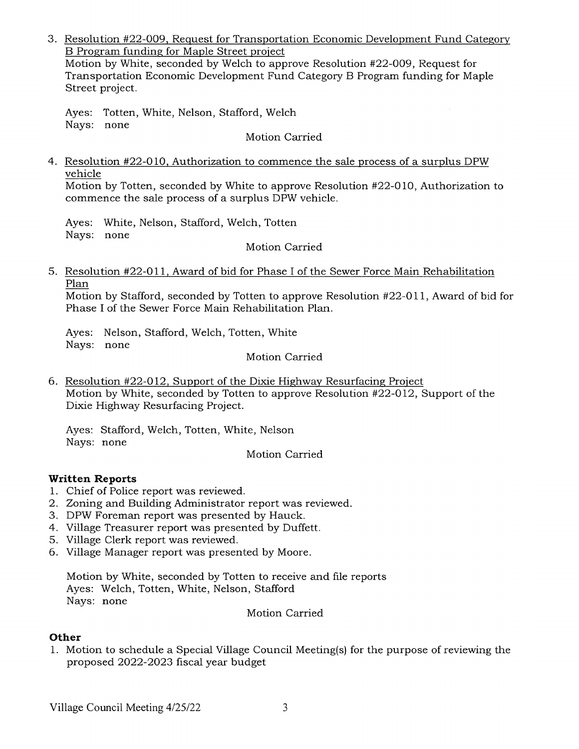3. Resolution #22-009, Request for Transportation Economic Development Fund Category B Program funding for Maple Street project

   Motion by White, seconded by Welch to approve Resolution #22-009, Request for Transportation Economic Development Fund Category B Program funding for Maple Street project.

   Ayes: Totten, White, Nelson, Stafford, Welch
   Nays: none

   Motion Carried

4. Resolution #22-010, Authorization to commence the sale process of a surplus DPW vehicle

   Motion by Totten, seconded by White to approve Resolution #22-010, Authorization to commence the sale process of a surplus DPW vehicle.

   Ayes: White, Nelson, Stafford, Welch, Totten
   Nays: none

   Motion Carried

5. Resolution #22-011, Award of bid for Phase I of the Sewer Force Main Rehabilitation Plan

   Motion by Stafford, seconded by Totten to approve Resolution #22-011, Award of bid for Phase I of the Sewer Force Main Rehabilitation Plan.

   Ayes: Nelson, Stafford, Welch, Totten, White
   Nays: none

   Motion Carried

6. Resolution #22-012, Support of the Dixie Highway Resurfacing Project

   Motion by White, seconded by Totten to approve Resolution #22-012, Support of the Dixie Highway Resurfacing Project.

   Ayes: Stafford, Welch, Totten, White, Nelson
   Nays: none

   Motion Carried

**Written Reports**

1. Chief of Police report was reviewed.
2. Zoning and Building Administrator report was reviewed.
3. DPW Foreman report was presented by Hauck.
4. Village Treasurer report was presented by Duffett.
5. Village Clerk report was reviewed.
6. Village Manager report was presented by Moore.

   Motion by White, seconded by Totten to receive and file reports
   Ayes: Welch, Totten, White, Nelson, Stafford
   Nays: none

   Motion Carried

**Other**

1. Motion to schedule a Special Village Council Meeting(s) for the purpose of reviewing the proposed 2022-2023 fiscal year budget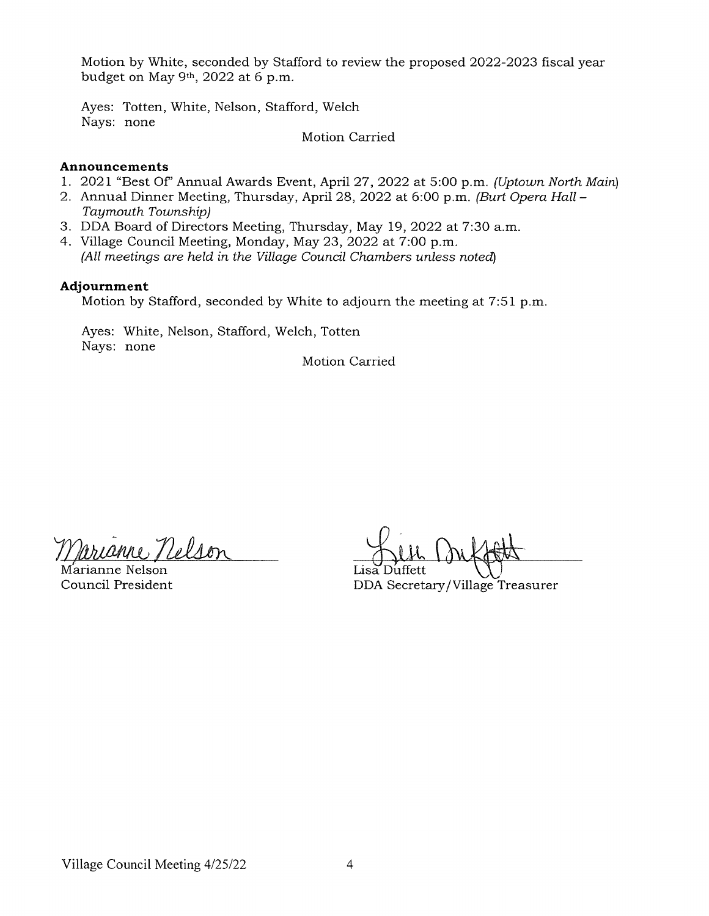Motion by White, seconded by Stafford to review the proposed 2022-2023 fiscal year budget on May 9th, 2022 at 6 p.m.

Ayes: Totten, White, Nelson, Stafford, Welch
Nays: none

Motion Carried

**Announcements**

1. 2021 "Best Of" Annual Awards Event, April 27, 2022 at 5:00 p.m. *(Uptown North Main)*
2. Annual Dinner Meeting, Thursday, April 28, 2022 at 6:00 p.m. *(Burt Opera Hall – Taymouth Township)*
3. DDA Board of Directors Meeting, Thursday, May 19, 2022 at 7:30 a.m.
4. Village Council Meeting, Monday, May 23, 2022 at 7:00 p.m.
   *(All meetings are held in the Village Council Chambers unless noted)*

**Adjournment**

Motion by Stafford, seconded by White to adjourn the meeting at 7:51 p.m.

Ayes: White, Nelson, Stafford, Welch, Totten
Nays: none

Motion Carried

Marianne Nelson
Marianne Nelson
Council President

Lisa Duffett
Lisa Duffett
DDA Secretary/Village Treasurer

Village Council Meeting 4/25/22